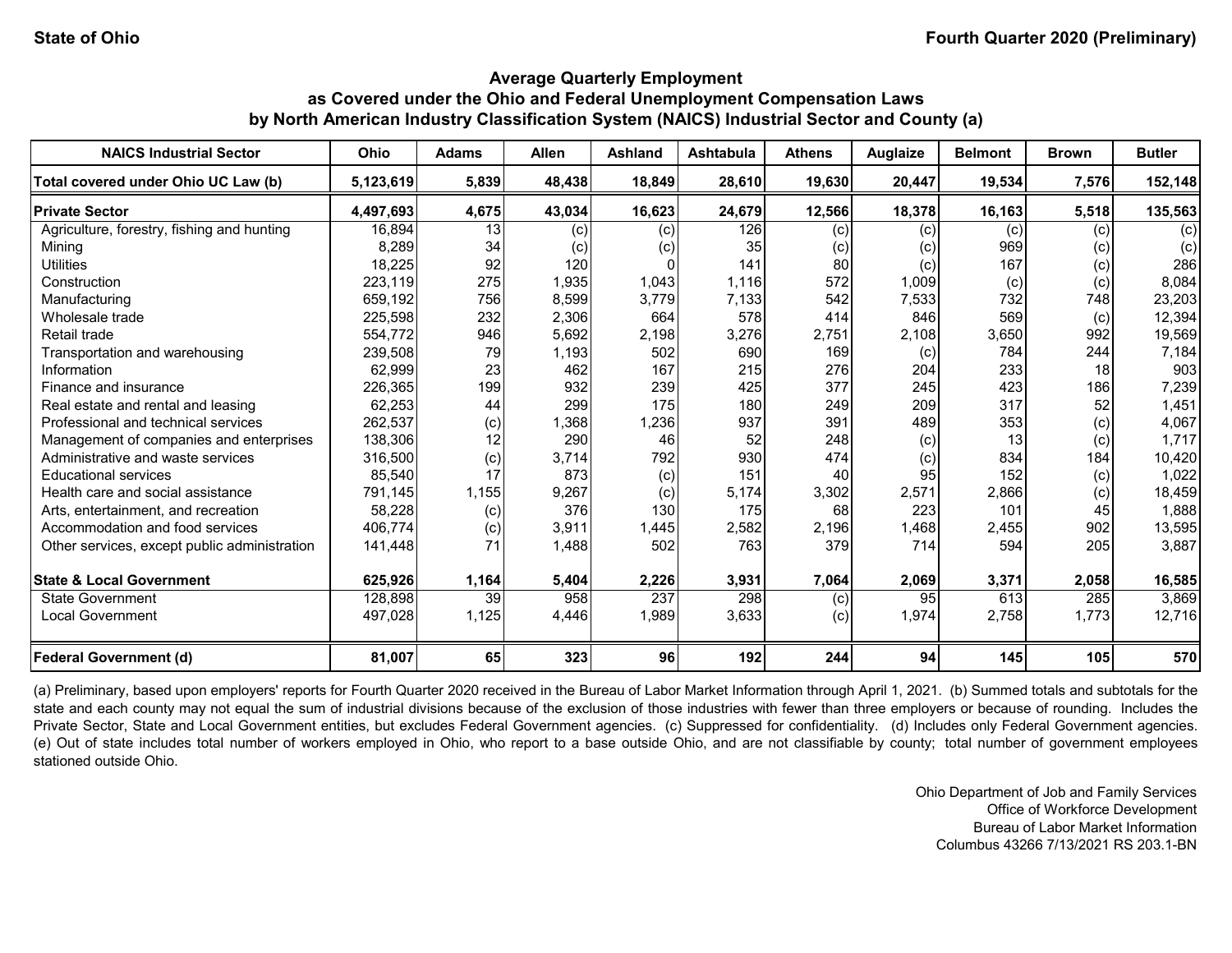State of Ohio

Fourth Quarter 2020 (Preliminary)

## Average Quarterly Employment
## as Covered under the Ohio and Federal Unemployment Compensation Laws
## by North American Industry Classification System (NAICS) Industrial Sector and County (a)

| NAICS Industrial Sector | Ohio | Adams | Allen | Ashland | Ashtabula | Athens | Auglaize | Belmont | Brown | Butler |
|---|---|---|---|---|---|---|---|---|---|---|
| **Total covered under Ohio UC Law (b)** | **5,123,619** | **5,839** | **48,438** | **18,849** | **28,610** | **19,630** | **20,447** | **19,534** | **7,576** | **152,148** |
| **Private Sector** | **4,497,693** | **4,675** | **43,034** | **16,623** | **24,679** | **12,566** | **18,378** | **16,163** | **5,518** | **135,563** |
| Agriculture, forestry, fishing and hunting | 16,894 | 13 | (c) | (c) | 126 | (c) | (c) | (c) | (c) | (c) |
| Mining | 8,289 | 34 | (c) | (c) | 35 | (c) | (c) | 969 | (c) | (c) |
| Utilities | 18,225 | 92 | 120 | 0 | 141 | 80 | (c) | 167 | (c) | 286 |
| Construction | 223,119 | 275 | 1,935 | 1,043 | 1,116 | 572 | 1,009 | (c) | (c) | 8,084 |
| Manufacturing | 659,192 | 756 | 8,599 | 3,779 | 7,133 | 542 | 7,533 | 732 | 748 | 23,203 |
| Wholesale trade | 225,598 | 232 | 2,306 | 664 | 578 | 414 | 846 | 569 | (c) | 12,394 |
| Retail trade | 554,772 | 946 | 5,692 | 2,198 | 3,276 | 2,751 | 2,108 | 3,650 | 992 | 19,569 |
| Transportation and warehousing | 239,508 | 79 | 1,193 | 502 | 690 | 169 | (c) | 784 | 244 | 7,184 |
| Information | 62,999 | 23 | 462 | 167 | 215 | 276 | 204 | 233 | 18 | 903 |
| Finance and insurance | 226,365 | 199 | 932 | 239 | 425 | 377 | 245 | 423 | 186 | 7,239 |
| Real estate and rental and leasing | 62,253 | 44 | 299 | 175 | 180 | 249 | 209 | 317 | 52 | 1,451 |
| Professional and technical services | 262,537 | (c) | 1,368 | 1,236 | 937 | 391 | 489 | 353 | (c) | 4,067 |
| Management of companies and enterprises | 138,306 | 12 | 290 | 46 | 52 | 248 | (c) | 13 | (c) | 1,717 |
| Administrative and waste services | 316,500 | (c) | 3,714 | 792 | 930 | 474 | (c) | 834 | 184 | 10,420 |
| Educational services | 85,540 | 17 | 873 | (c) | 151 | 40 | 95 | 152 | (c) | 1,022 |
| Health care and social assistance | 791,145 | 1,155 | 9,267 | (c) | 5,174 | 3,302 | 2,571 | 2,866 | (c) | 18,459 |
| Arts, entertainment, and recreation | 58,228 | (c) | 376 | 130 | 175 | 68 | 223 | 101 | 45 | 1,888 |
| Accommodation and food services | 406,774 | (c) | 3,911 | 1,445 | 2,582 | 2,196 | 1,468 | 2,455 | 902 | 13,595 |
| Other services, except public administration | 141,448 | 71 | 1,488 | 502 | 763 | 379 | 714 | 594 | 205 | 3,887 |
| **State & Local Government** | **625,926** | **1,164** | **5,404** | **2,226** | **3,931** | **7,064** | **2,069** | **3,371** | **2,058** | **16,585** |
| State Government | 128,898 | 39 | 958 | 237 | 298 | (c) | 95 | 613 | 285 | 3,869 |
| Local Government | 497,028 | 1,125 | 4,446 | 1,989 | 3,633 | (c) | 1,974 | 2,758 | 1,773 | 12,716 |
| **Federal Government (d)** | **81,007** | **65** | **323** | **96** | **192** | **244** | **94** | **145** | **105** | **570** |

(a) Preliminary, based upon employers' reports for Fourth Quarter 2020 received in the Bureau of Labor Market Information through April 1, 2021. (b) Summed totals and subtotals for the state and each county may not equal the sum of industrial divisions because of the exclusion of those industries with fewer than three employers or because of rounding. Includes the Private Sector, State and Local Government entities, but excludes Federal Government agencies. (c) Suppressed for confidentiality. (d) Includes only Federal Government agencies. (e) Out of state includes total number of workers employed in Ohio, who report to a base outside Ohio, and are not classifiable by county; total number of government employees stationed outside Ohio.

Ohio Department of Job and Family Services
Office of Workforce Development
Bureau of Labor Market Information
Columbus 43266 7/13/2021 RS 203.1-BN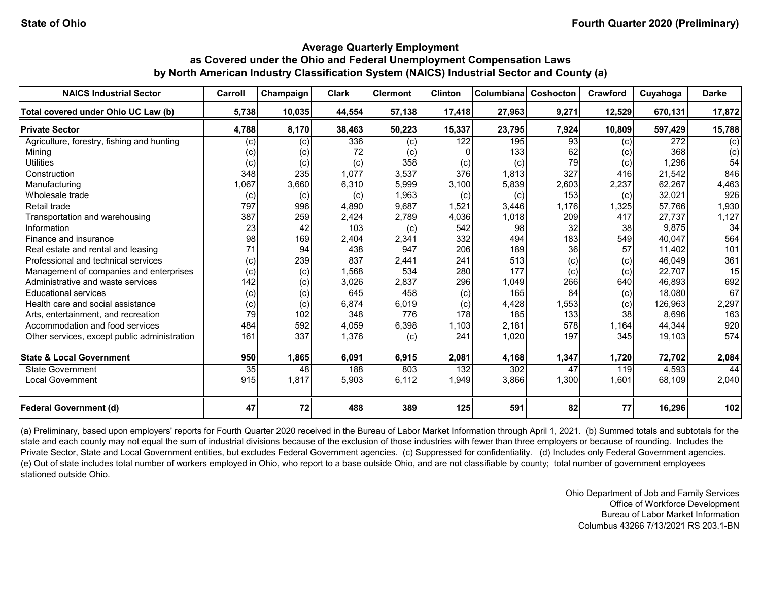State of Ohio

Fourth Quarter 2020 (Preliminary)

## Average Quarterly Employment as Covered under the Ohio and Federal Unemployment Compensation Laws by North American Industry Classification System (NAICS) Industrial Sector and County (a)

| NAICS Industrial Sector | Carroll | Champaign | Clark | Clermont | Clinton | Columbiana | Coshocton | Crawford | Cuyahoga | Darke |
|---|---|---|---|---|---|---|---|---|---|---|
| **Total covered under Ohio UC Law (b)** | **5,738** | **10,035** | **44,554** | **57,138** | **17,418** | **27,963** | **9,271** | **12,529** | **670,131** | **17,872** |
| **Private Sector** | **4,788** | **8,170** | **38,463** | **50,223** | **15,337** | **23,795** | **7,924** | **10,809** | **597,429** | **15,788** |
| Agriculture, forestry, fishing and hunting | (c) | (c) | 336 | (c) | 122 | 195 | 93 | (c) | 272 | (c) |
| Mining | (c) | (c) | 72 | (c) | 0 | 133 | 62 | (c) | 368 | (c) |
| Utilities | (c) | (c) | (c) | 358 | (c) | (c) | 79 | (c) | 1,296 | 54 |
| Construction | 348 | 235 | 1,077 | 3,537 | 376 | 1,813 | 327 | 416 | 21,542 | 846 |
| Manufacturing | 1,067 | 3,660 | 6,310 | 5,999 | 3,100 | 5,839 | 2,603 | 2,237 | 62,267 | 4,463 |
| Wholesale trade | (c) | (c) | (c) | 1,963 | (c) | (c) | 153 | (c) | 32,021 | 926 |
| Retail trade | 797 | 996 | 4,890 | 9,687 | 1,521 | 3,446 | 1,176 | 1,325 | 57,766 | 1,930 |
| Transportation and warehousing | 387 | 259 | 2,424 | 2,789 | 4,036 | 1,018 | 209 | 417 | 27,737 | 1,127 |
| Information | 23 | 42 | 103 | (c) | 542 | 98 | 32 | 38 | 9,875 | 34 |
| Finance and insurance | 98 | 169 | 2,404 | 2,341 | 332 | 494 | 183 | 549 | 40,047 | 564 |
| Real estate and rental and leasing | 71 | 94 | 438 | 947 | 206 | 189 | 36 | 57 | 11,402 | 101 |
| Professional and technical services | (c) | 239 | 837 | 2,441 | 241 | 513 | (c) | (c) | 46,049 | 361 |
| Management of companies and enterprises | (c) | (c) | 1,568 | 534 | 280 | 177 | (c) | (c) | 22,707 | 15 |
| Administrative and waste services | 142 | (c) | 3,026 | 2,837 | 296 | 1,049 | 266 | 640 | 46,893 | 692 |
| Educational services | (c) | (c) | 645 | 458 | (c) | 165 | 84 | (c) | 18,080 | 67 |
| Health care and social assistance | (c) | (c) | 6,874 | 6,019 | (c) | 4,428 | 1,553 | (c) | 126,963 | 2,297 |
| Arts, entertainment, and recreation | 79 | 102 | 348 | 776 | 178 | 185 | 133 | 38 | 8,696 | 163 |
| Accommodation and food services | 484 | 592 | 4,059 | 6,398 | 1,103 | 2,181 | 578 | 1,164 | 44,344 | 920 |
| Other services, except public administration | 161 | 337 | 1,376 | (c) | 241 | 1,020 | 197 | 345 | 19,103 | 574 |
| **State & Local Government** | **950** | **1,865** | **6,091** | **6,915** | **2,081** | **4,168** | **1,347** | **1,720** | **72,702** | **2,084** |
| State Government | 35 | 48 | 188 | 803 | 132 | 302 | 47 | 119 | 4,593 | 44 |
| Local Government | 915 | 1,817 | 5,903 | 6,112 | 1,949 | 3,866 | 1,300 | 1,601 | 68,109 | 2,040 |
| **Federal Government (d)** | **47** | **72** | **488** | **389** | **125** | **591** | **82** | **77** | **16,296** | **102** |

(a) Preliminary, based upon employers' reports for Fourth Quarter 2020 received in the Bureau of Labor Market Information through April 1, 2021. (b) Summed totals and subtotals for the state and each county may not equal the sum of industrial divisions because of the exclusion of those industries with fewer than three employers or because of rounding. Includes the Private Sector, State and Local Government entities, but excludes Federal Government agencies. (c) Suppressed for confidentiality. (d) Includes only Federal Government agencies. (e) Out of state includes total number of workers employed in Ohio, who report to a base outside Ohio, and are not classifiable by county; total number of government employees stationed outside Ohio.

Ohio Department of Job and Family Services
Office of Workforce Development
Bureau of Labor Market Information
Columbus 43266 7/13/2021 RS 203.1-BN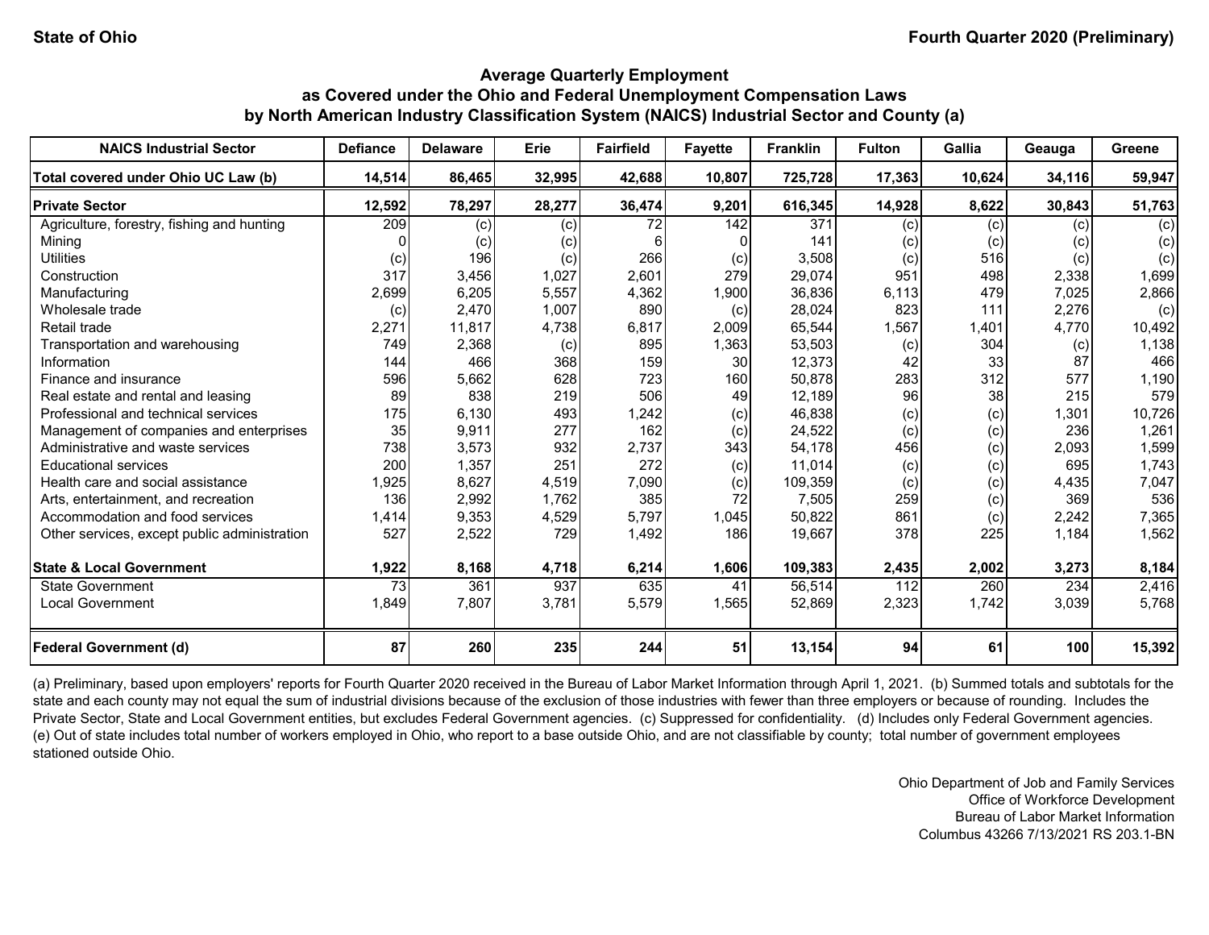State of Ohio

Fourth Quarter 2020 (Preliminary)

## Average Quarterly Employment as Covered under the Ohio and Federal Unemployment Compensation Laws by North American Industry Classification System (NAICS) Industrial Sector and County (a)

| NAICS Industrial Sector | Defiance | Delaware | Erie | Fairfield | Fayette | Franklin | Fulton | Gallia | Geauga | Greene |
|---|---|---|---|---|---|---|---|---|---|---|
| **Total covered under Ohio UC Law (b)** | **14,514** | **86,465** | **32,995** | **42,688** | **10,807** | **725,728** | **17,363** | **10,624** | **34,116** | **59,947** |
| **Private Sector** | **12,592** | **78,297** | **28,277** | **36,474** | **9,201** | **616,345** | **14,928** | **8,622** | **30,843** | **51,763** |
| Agriculture, forestry, fishing and hunting | 209 | (c) | (c) | 72 | 142 | 371 | (c) | (c) | (c) | (c) |
| Mining | 0 | (c) | (c) | 6 | 0 | 141 | (c) | (c) | (c) | (c) |
| Utilities | (c) | 196 | (c) | 266 | (c) | 3,508 | (c) | 516 | (c) | (c) |
| Construction | 317 | 3,456 | 1,027 | 2,601 | 279 | 29,074 | 951 | 498 | 2,338 | 1,699 |
| Manufacturing | 2,699 | 6,205 | 5,557 | 4,362 | 1,900 | 36,836 | 6,113 | 479 | 7,025 | 2,866 |
| Wholesale trade | (c) | 2,470 | 1,007 | 890 | (c) | 28,024 | 823 | 111 | 2,276 | (c) |
| Retail trade | 2,271 | 11,817 | 4,738 | 6,817 | 2,009 | 65,544 | 1,567 | 1,401 | 4,770 | 10,492 |
| Transportation and warehousing | 749 | 2,368 | (c) | 895 | 1,363 | 53,503 | (c) | 304 | (c) | 1,138 |
| Information | 144 | 466 | 368 | 159 | 30 | 12,373 | 42 | 33 | 87 | 466 |
| Finance and insurance | 596 | 5,662 | 628 | 723 | 160 | 50,878 | 283 | 312 | 577 | 1,190 |
| Real estate and rental and leasing | 89 | 838 | 219 | 506 | 49 | 12,189 | 96 | 38 | 215 | 579 |
| Professional and technical services | 175 | 6,130 | 493 | 1,242 | (c) | 46,838 | (c) | (c) | 1,301 | 10,726 |
| Management of companies and enterprises | 35 | 9,911 | 277 | 162 | (c) | 24,522 | (c) | (c) | 236 | 1,261 |
| Administrative and waste services | 738 | 3,573 | 932 | 2,737 | 343 | 54,178 | 456 | (c) | 2,093 | 1,599 |
| Educational services | 200 | 1,357 | 251 | 272 | (c) | 11,014 | (c) | (c) | 695 | 1,743 |
| Health care and social assistance | 1,925 | 8,627 | 4,519 | 7,090 | (c) | 109,359 | (c) | (c) | 4,435 | 7,047 |
| Arts, entertainment, and recreation | 136 | 2,992 | 1,762 | 385 | 72 | 7,505 | 259 | (c) | 369 | 536 |
| Accommodation and food services | 1,414 | 9,353 | 4,529 | 5,797 | 1,045 | 50,822 | 861 | (c) | 2,242 | 7,365 |
| Other services, except public administration | 527 | 2,522 | 729 | 1,492 | 186 | 19,667 | 378 | 225 | 1,184 | 1,562 |
| **State & Local Government** | **1,922** | **8,168** | **4,718** | **6,214** | **1,606** | **109,383** | **2,435** | **2,002** | **3,273** | **8,184** |
| State Government | 73 | 361 | 937 | 635 | 41 | 56,514 | 112 | 260 | 234 | 2,416 |
| Local Government | 1,849 | 7,807 | 3,781 | 5,579 | 1,565 | 52,869 | 2,323 | 1,742 | 3,039 | 5,768 |
| **Federal Government (d)** | **87** | **260** | **235** | **244** | **51** | **13,154** | **94** | **61** | **100** | **15,392** |

(a) Preliminary, based upon employers' reports for Fourth Quarter 2020 received in the Bureau of Labor Market Information through April 1, 2021. (b) Summed totals and subtotals for the state and each county may not equal the sum of industrial divisions because of the exclusion of those industries with fewer than three employers or because of rounding. Includes the Private Sector, State and Local Government entities, but excludes Federal Government agencies. (c) Suppressed for confidentiality. (d) Includes only Federal Government agencies. (e) Out of state includes total number of workers employed in Ohio, who report to a base outside Ohio, and are not classifiable by county; total number of government employees stationed outside Ohio.

Ohio Department of Job and Family Services
Office of Workforce Development
Bureau of Labor Market Information
Columbus 43266 7/13/2021 RS 203.1-BN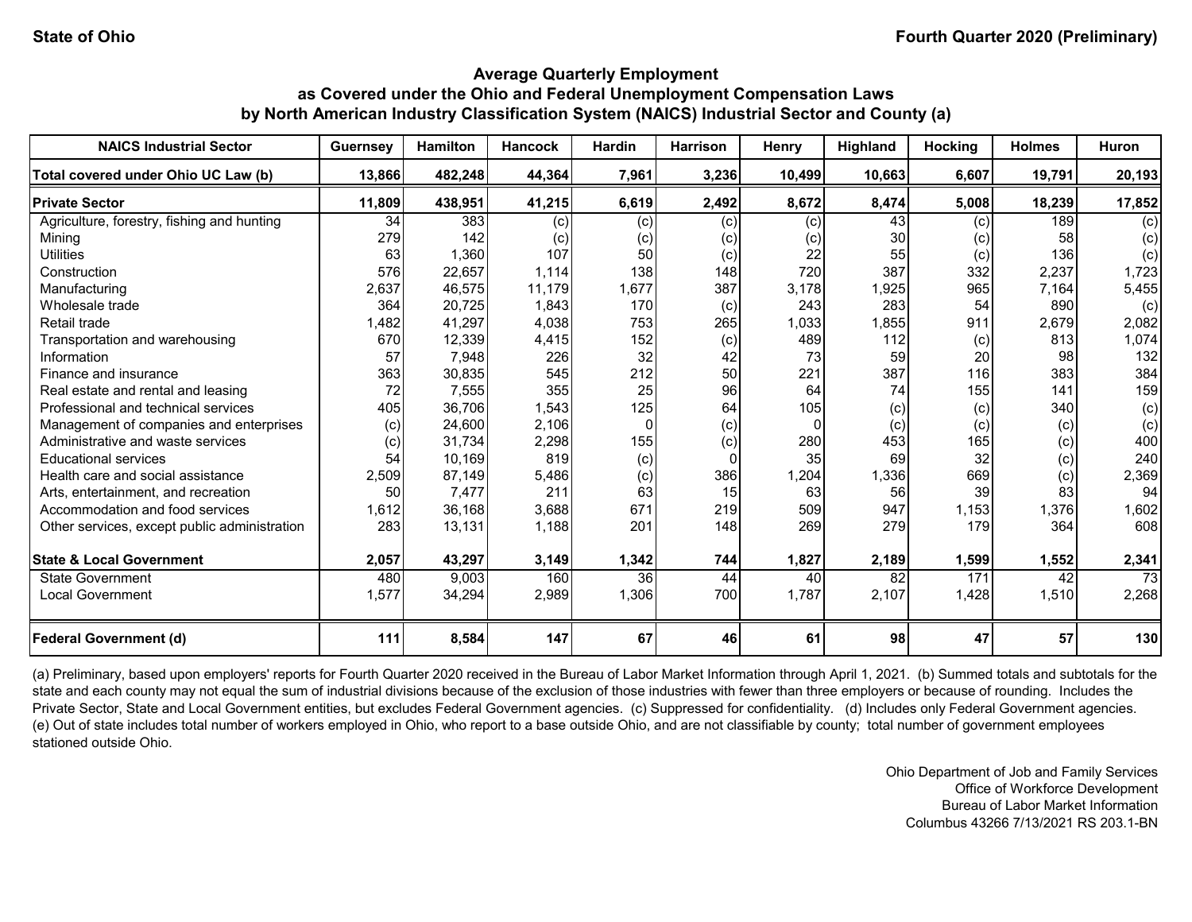State of Ohio

Fourth Quarter 2020 (Preliminary)

## Average Quarterly Employment as Covered under the Ohio and Federal Unemployment Compensation Laws by North American Industry Classification System (NAICS) Industrial Sector and County (a)

| NAICS Industrial Sector | Guernsey | Hamilton | Hancock | Hardin | Harrison | Henry | Highland | Hocking | Holmes | Huron |
|---|---|---|---|---|---|---|---|---|---|---|
| **Total covered under Ohio UC Law (b)** | **13,866** | **482,248** | **44,364** | **7,961** | **3,236** | **10,499** | **10,663** | **6,607** | **19,791** | **20,193** |
| **Private Sector** | **11,809** | **438,951** | **41,215** | **6,619** | **2,492** | **8,672** | **8,474** | **5,008** | **18,239** | **17,852** |
| Agriculture, forestry, fishing and hunting | 34 | 383 | (c) | (c) | (c) | (c) | 43 | (c) | 189 | (c) |
| Mining | 279 | 142 | (c) | (c) | (c) | (c) | 30 | (c) | 58 | (c) |
| Utilities | 63 | 1,360 | 107 | 50 | (c) | 22 | 55 | (c) | 136 | (c) |
| Construction | 576 | 22,657 | 1,114 | 138 | 148 | 720 | 387 | 332 | 2,237 | 1,723 |
| Manufacturing | 2,637 | 46,575 | 11,179 | 1,677 | 387 | 3,178 | 1,925 | 965 | 7,164 | 5,455 |
| Wholesale trade | 364 | 20,725 | 1,843 | 170 | (c) | 243 | 283 | 54 | 890 | (c) |
| Retail trade | 1,482 | 41,297 | 4,038 | 753 | 265 | 1,033 | 1,855 | 911 | 2,679 | 2,082 |
| Transportation and warehousing | 670 | 12,339 | 4,415 | 152 | (c) | 489 | 112 | (c) | 813 | 1,074 |
| Information | 57 | 7,948 | 226 | 32 | 42 | 73 | 59 | 20 | 98 | 132 |
| Finance and insurance | 363 | 30,835 | 545 | 212 | 50 | 221 | 387 | 116 | 383 | 384 |
| Real estate and rental and leasing | 72 | 7,555 | 355 | 25 | 96 | 64 | 74 | 155 | 141 | 159 |
| Professional and technical services | 405 | 36,706 | 1,543 | 125 | 64 | 105 | (c) | (c) | 340 | (c) |
| Management of companies and enterprises | (c) | 24,600 | 2,106 | 0 | (c) | 0 | (c) | (c) | (c) | (c) |
| Administrative and waste services | (c) | 31,734 | 2,298 | 155 | (c) | 280 | 453 | 165 | (c) | 400 |
| Educational services | 54 | 10,169 | 819 | (c) | 0 | 35 | 69 | 32 | (c) | 240 |
| Health care and social assistance | 2,509 | 87,149 | 5,486 | (c) | 386 | 1,204 | 1,336 | 669 | (c) | 2,369 |
| Arts, entertainment, and recreation | 50 | 7,477 | 211 | 63 | 15 | 63 | 56 | 39 | 83 | 94 |
| Accommodation and food services | 1,612 | 36,168 | 3,688 | 671 | 219 | 509 | 947 | 1,153 | 1,376 | 1,602 |
| Other services, except public administration | 283 | 13,131 | 1,188 | 201 | 148 | 269 | 279 | 179 | 364 | 608 |
| **State & Local Government** | **2,057** | **43,297** | **3,149** | **1,342** | **744** | **1,827** | **2,189** | **1,599** | **1,552** | **2,341** |
| State Government | 480 | 9,003 | 160 | 36 | 44 | 40 | 82 | 171 | 42 | 73 |
| Local Government | 1,577 | 34,294 | 2,989 | 1,306 | 700 | 1,787 | 2,107 | 1,428 | 1,510 | 2,268 |
| **Federal Government (d)** | **111** | **8,584** | **147** | **67** | **46** | **61** | **98** | **47** | **57** | **130** |

(a) Preliminary, based upon employers' reports for Fourth Quarter 2020 received in the Bureau of Labor Market Information through April 1, 2021. (b) Summed totals and subtotals for the state and each county may not equal the sum of industrial divisions because of the exclusion of those industries with fewer than three employers or because of rounding. Includes the Private Sector, State and Local Government entities, but excludes Federal Government agencies. (c) Suppressed for confidentiality. (d) Includes only Federal Government agencies. (e) Out of state includes total number of workers employed in Ohio, who report to a base outside Ohio, and are not classifiable by county; total number of government employees stationed outside Ohio.

Ohio Department of Job and Family Services
Office of Workforce Development
Bureau of Labor Market Information
Columbus 43266 7/13/2021 RS 203.1-BN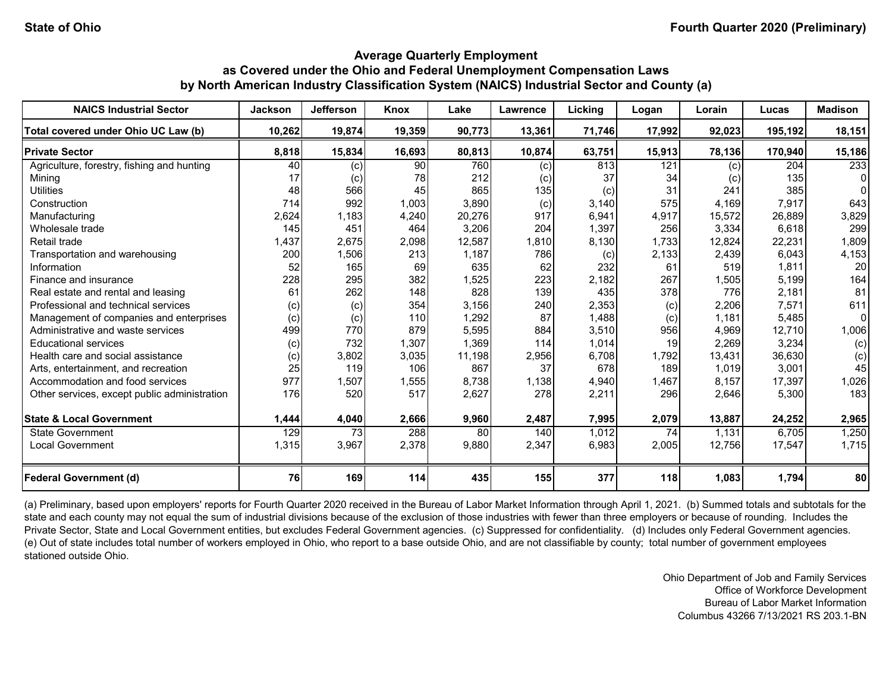State of Ohio | Fourth Quarter 2020 (Preliminary)

## Average Quarterly Employment as Covered under the Ohio and Federal Unemployment Compensation Laws by North American Industry Classification System (NAICS) Industrial Sector and County (a)

| NAICS Industrial Sector | Jackson | Jefferson | Knox | Lake | Lawrence | Licking | Logan | Lorain | Lucas | Madison |
|---|---|---|---|---|---|---|---|---|---|---|
| **Total covered under Ohio UC Law (b)** | **10,262** | **19,874** | **19,359** | **90,773** | **13,361** | **71,746** | **17,992** | **92,023** | **195,192** | **18,151** |
| **Private Sector** | **8,818** | **15,834** | **16,693** | **80,813** | **10,874** | **63,751** | **15,913** | **78,136** | **170,940** | **15,186** |
| Agriculture, forestry, fishing and hunting | 40 | (c) | 90 | 760 | (c) | 813 | 121 | (c) | 204 | 233 |
| Mining | 17 | (c) | 78 | 212 | (c) | 37 | 34 | (c) | 135 | 0 |
| Utilities | 48 | 566 | 45 | 865 | 135 | (c) | 31 | 241 | 385 | 0 |
| Construction | 714 | 992 | 1,003 | 3,890 | (c) | 3,140 | 575 | 4,169 | 7,917 | 643 |
| Manufacturing | 2,624 | 1,183 | 4,240 | 20,276 | 917 | 6,941 | 4,917 | 15,572 | 26,889 | 3,829 |
| Wholesale trade | 145 | 451 | 464 | 3,206 | 204 | 1,397 | 256 | 3,334 | 6,618 | 299 |
| Retail trade | 1,437 | 2,675 | 2,098 | 12,587 | 1,810 | 8,130 | 1,733 | 12,824 | 22,231 | 1,809 |
| Transportation and warehousing | 200 | 1,506 | 213 | 1,187 | 786 | (c) | 2,133 | 2,439 | 6,043 | 4,153 |
| Information | 52 | 165 | 69 | 635 | 62 | 232 | 61 | 519 | 1,811 | 20 |
| Finance and insurance | 228 | 295 | 382 | 1,525 | 223 | 2,182 | 267 | 1,505 | 5,199 | 164 |
| Real estate and rental and leasing | 61 | 262 | 148 | 828 | 139 | 435 | 378 | 776 | 2,181 | 81 |
| Professional and technical services | (c) | (c) | 354 | 3,156 | 240 | 2,353 | (c) | 2,206 | 7,571 | 611 |
| Management of companies and enterprises | (c) | (c) | 110 | 1,292 | 87 | 1,488 | (c) | 1,181 | 5,485 | 0 |
| Administrative and waste services | 499 | 770 | 879 | 5,595 | 884 | 3,510 | 956 | 4,969 | 12,710 | 1,006 |
| Educational services | (c) | 732 | 1,307 | 1,369 | 114 | 1,014 | 19 | 2,269 | 3,234 | (c) |
| Health care and social assistance | (c) | 3,802 | 3,035 | 11,198 | 2,956 | 6,708 | 1,792 | 13,431 | 36,630 | (c) |
| Arts, entertainment, and recreation | 25 | 119 | 106 | 867 | 37 | 678 | 189 | 1,019 | 3,001 | 45 |
| Accommodation and food services | 977 | 1,507 | 1,555 | 8,738 | 1,138 | 4,940 | 1,467 | 8,157 | 17,397 | 1,026 |
| Other services, except public administration | 176 | 520 | 517 | 2,627 | 278 | 2,211 | 296 | 2,646 | 5,300 | 183 |
| **State & Local Government** | **1,444** | **4,040** | **2,666** | **9,960** | **2,487** | **7,995** | **2,079** | **13,887** | **24,252** | **2,965** |
| State Government | 129 | 73 | 288 | 80 | 140 | 1,012 | 74 | 1,131 | 6,705 | 1,250 |
| Local Government | 1,315 | 3,967 | 2,378 | 9,880 | 2,347 | 6,983 | 2,005 | 12,756 | 17,547 | 1,715 |
| **Federal Government (d)** | **76** | **169** | **114** | **435** | **155** | **377** | **118** | **1,083** | **1,794** | **80** |

(a) Preliminary, based upon employers' reports for Fourth Quarter 2020 received in the Bureau of Labor Market Information through April 1, 2021. (b) Summed totals and subtotals for the state and each county may not equal the sum of industrial divisions because of the exclusion of those industries with fewer than three employers or because of rounding. Includes the Private Sector, State and Local Government entities, but excludes Federal Government agencies. (c) Suppressed for confidentiality. (d) Includes only Federal Government agencies. (e) Out of state includes total number of workers employed in Ohio, who report to a base outside Ohio, and are not classifiable by county; total number of government employees stationed outside Ohio.

Ohio Department of Job and Family Services
Office of Workforce Development
Bureau of Labor Market Information
Columbus 43266 7/13/2021 RS 203.1-BN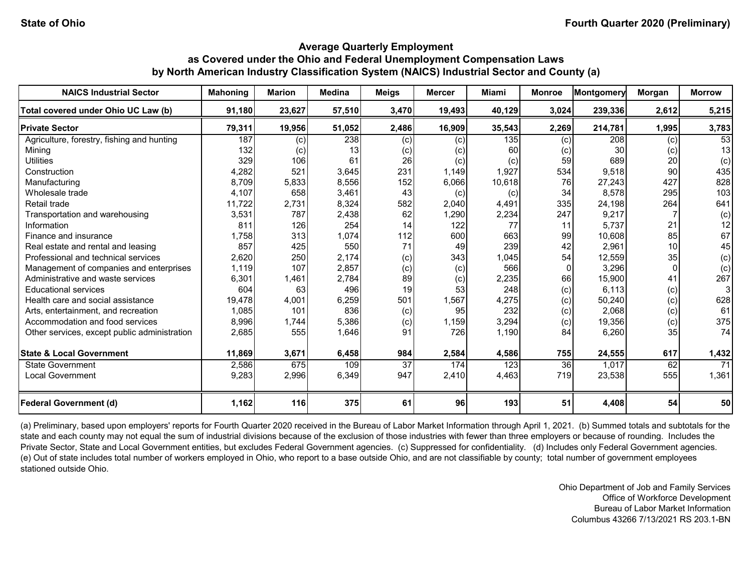State of Ohio

Fourth Quarter 2020 (Preliminary)

## Average Quarterly Employment as Covered under the Ohio and Federal Unemployment Compensation Laws by North American Industry Classification System (NAICS) Industrial Sector and County (a)

| NAICS Industrial Sector | Mahoning | Marion | Medina | Meigs | Mercer | Miami | Monroe | Montgomery | Morgan | Morrow |
|---|---|---|---|---|---|---|---|---|---|---|
| **Total covered under Ohio UC Law (b)** | **91,180** | **23,627** | **57,510** | **3,470** | **19,493** | **40,129** | **3,024** | **239,336** | **2,612** | **5,215** |
| **Private Sector** | **79,311** | **19,956** | **51,052** | **2,486** | **16,909** | **35,543** | **2,269** | **214,781** | **1,995** | **3,783** |
| Agriculture, forestry, fishing and hunting | 187 | (c) | 238 | (c) | (c) | 135 | (c) | 208 | (c) | 53 |
| Mining | 132 | (c) | 13 | (c) | (c) | 60 | (c) | 30 | (c) | 13 |
| Utilities | 329 | 106 | 61 | 26 | (c) | (c) | 59 | 689 | 20 | (c) |
| Construction | 4,282 | 521 | 3,645 | 231 | 1,149 | 1,927 | 534 | 9,518 | 90 | 435 |
| Manufacturing | 8,709 | 5,833 | 8,556 | 152 | 6,066 | 10,618 | 76 | 27,243 | 427 | 828 |
| Wholesale trade | 4,107 | 658 | 3,461 | 43 | (c) | (c) | 34 | 8,578 | 295 | 103 |
| Retail trade | 11,722 | 2,731 | 8,324 | 582 | 2,040 | 4,491 | 335 | 24,198 | 264 | 641 |
| Transportation and warehousing | 3,531 | 787 | 2,438 | 62 | 1,290 | 2,234 | 247 | 9,217 | 7 | (c) |
| Information | 811 | 126 | 254 | 14 | 122 | 77 | 11 | 5,737 | 21 | 12 |
| Finance and insurance | 1,758 | 313 | 1,074 | 112 | 600 | 663 | 99 | 10,608 | 85 | 67 |
| Real estate and rental and leasing | 857 | 425 | 550 | 71 | 49 | 239 | 42 | 2,961 | 10 | 45 |
| Professional and technical services | 2,620 | 250 | 2,174 | (c) | 343 | 1,045 | 54 | 12,559 | 35 | (c) |
| Management of companies and enterprises | 1,119 | 107 | 2,857 | (c) | (c) | 566 | 0 | 3,296 | 0 | (c) |
| Administrative and waste services | 6,301 | 1,461 | 2,784 | 89 | (c) | 2,235 | 66 | 15,900 | 41 | 267 |
| Educational services | 604 | 63 | 496 | 19 | 53 | 248 | (c) | 6,113 | (c) | 3 |
| Health care and social assistance | 19,478 | 4,001 | 6,259 | 501 | 1,567 | 4,275 | (c) | 50,240 | (c) | 628 |
| Arts, entertainment, and recreation | 1,085 | 101 | 836 | (c) | 95 | 232 | (c) | 2,068 | (c) | 61 |
| Accommodation and food services | 8,996 | 1,744 | 5,386 | (c) | 1,159 | 3,294 | (c) | 19,356 | (c) | 375 |
| Other services, except public administration | 2,685 | 555 | 1,646 | 91 | 726 | 1,190 | 84 | 6,260 | 35 | 74 |
| **State & Local Government** | **11,869** | **3,671** | **6,458** | **984** | **2,584** | **4,586** | **755** | **24,555** | **617** | **1,432** |
| State Government | 2,586 | 675 | 109 | 37 | 174 | 123 | 36 | 1,017 | 62 | 71 |
| Local Government | 9,283 | 2,996 | 6,349 | 947 | 2,410 | 4,463 | 719 | 23,538 | 555 | 1,361 |
| **Federal Government (d)** | **1,162** | **116** | **375** | **61** | **96** | **193** | **51** | **4,408** | **54** | **50** |

(a) Preliminary, based upon employers' reports for Fourth Quarter 2020 received in the Bureau of Labor Market Information through April 1, 2021. (b) Summed totals and subtotals for the state and each county may not equal the sum of industrial divisions because of the exclusion of those industries with fewer than three employers or because of rounding. Includes the Private Sector, State and Local Government entities, but excludes Federal Government agencies. (c) Suppressed for confidentiality. (d) Includes only Federal Government agencies. (e) Out of state includes total number of workers employed in Ohio, who report to a base outside Ohio, and are not classifiable by county; total number of government employees stationed outside Ohio.

Ohio Department of Job and Family Services
Office of Workforce Development
Bureau of Labor Market Information
Columbus 43266 7/13/2021 RS 203.1-BN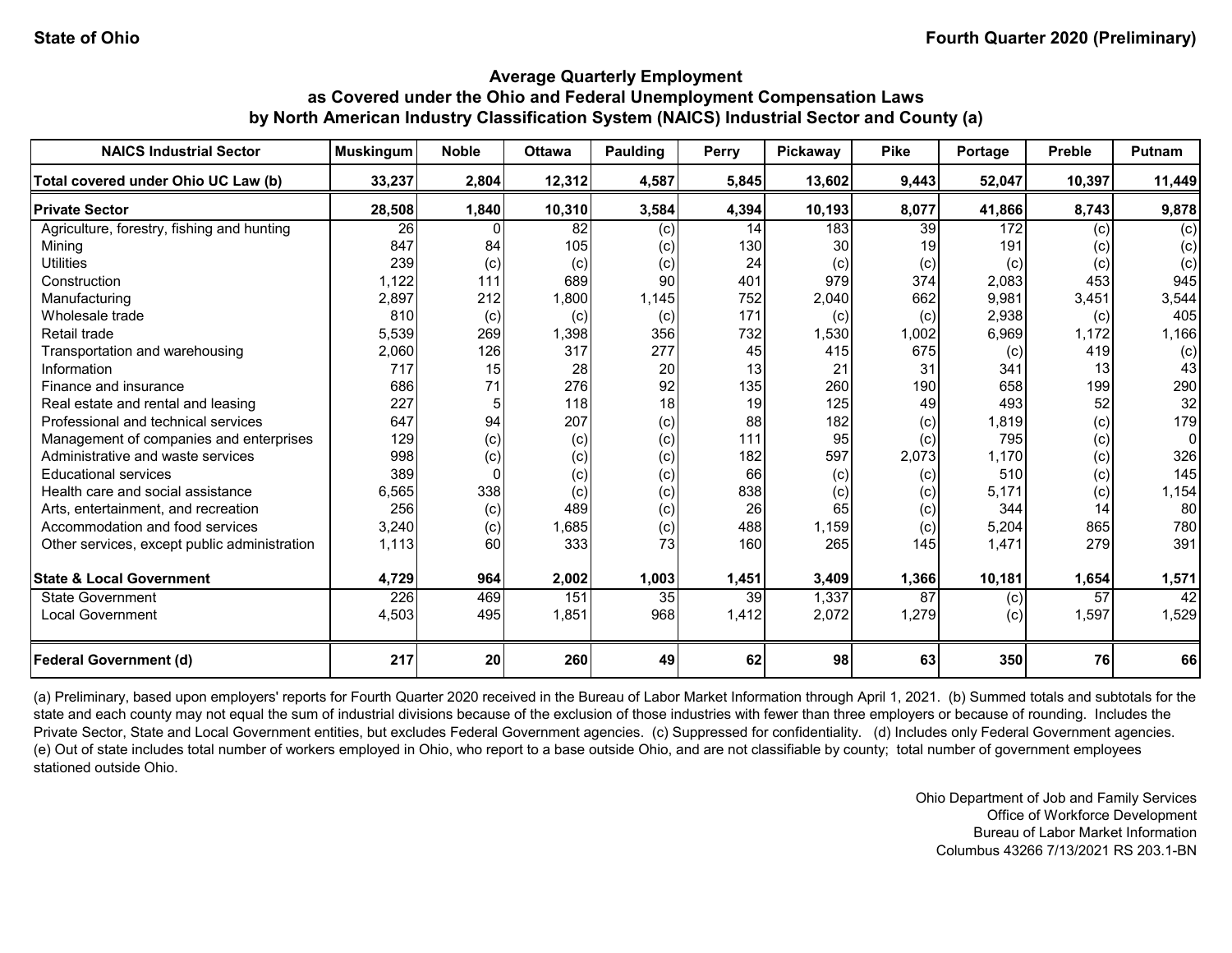State of Ohio | Fourth Quarter 2020 (Preliminary)

## Average Quarterly Employment as Covered under the Ohio and Federal Unemployment Compensation Laws by North American Industry Classification System (NAICS) Industrial Sector and County (a)

| NAICS Industrial Sector | Muskingum | Noble | Ottawa | Paulding | Perry | Pickaway | Pike | Portage | Preble | Putnam |
|---|---|---|---|---|---|---|---|---|---|---|
| **Total covered under Ohio UC Law (b)** | **33,237** | **2,804** | **12,312** | **4,587** | **5,845** | **13,602** | **9,443** | **52,047** | **10,397** | **11,449** |
| **Private Sector** | **28,508** | **1,840** | **10,310** | **3,584** | **4,394** | **10,193** | **8,077** | **41,866** | **8,743** | **9,878** |
| Agriculture, forestry, fishing and hunting | 26 | 0 | 82 | (c) | 14 | 183 | 39 | 172 | (c) | (c) |
| Mining | 847 | 84 | 105 | (c) | 130 | 30 | 19 | 191 | (c) | (c) |
| Utilities | 239 | (c) | (c) | (c) | 24 | (c) | (c) | (c) | (c) | (c) |
| Construction | 1,122 | 111 | 689 | 90 | 401 | 979 | 374 | 2,083 | 453 | 945 |
| Manufacturing | 2,897 | 212 | 1,800 | 1,145 | 752 | 2,040 | 662 | 9,981 | 3,451 | 3,544 |
| Wholesale trade | 810 | (c) | (c) | (c) | 171 | (c) | (c) | 2,938 | (c) | 405 |
| Retail trade | 5,539 | 269 | 1,398 | 356 | 732 | 1,530 | 1,002 | 6,969 | 1,172 | 1,166 |
| Transportation and warehousing | 2,060 | 126 | 317 | 277 | 45 | 415 | 675 | (c) | 419 | (c) |
| Information | 717 | 15 | 28 | 20 | 13 | 21 | 31 | 341 | 13 | 43 |
| Finance and insurance | 686 | 71 | 276 | 92 | 135 | 260 | 190 | 658 | 199 | 290 |
| Real estate and rental and leasing | 227 | 5 | 118 | 18 | 19 | 125 | 49 | 493 | 52 | 32 |
| Professional and technical services | 647 | 94 | 207 | (c) | 88 | 182 | (c) | 1,819 | (c) | 179 |
| Management of companies and enterprises | 129 | (c) | (c) | (c) | 111 | 95 | (c) | 795 | (c) | 0 |
| Administrative and waste services | 998 | (c) | (c) | (c) | 182 | 597 | 2,073 | 1,170 | (c) | 326 |
| Educational services | 389 | 0 | (c) | (c) | 66 | (c) | (c) | 510 | (c) | 145 |
| Health care and social assistance | 6,565 | 338 | (c) | (c) | 838 | (c) | (c) | 5,171 | (c) | 1,154 |
| Arts, entertainment, and recreation | 256 | (c) | 489 | (c) | 26 | 65 | (c) | 344 | 14 | 80 |
| Accommodation and food services | 3,240 | (c) | 1,685 | (c) | 488 | 1,159 | (c) | 5,204 | 865 | 780 |
| Other services, except public administration | 1,113 | 60 | 333 | 73 | 160 | 265 | 145 | 1,471 | 279 | 391 |
| **State & Local Government** | **4,729** | **964** | **2,002** | **1,003** | **1,451** | **3,409** | **1,366** | **10,181** | **1,654** | **1,571** |
| State Government | 226 | 469 | 151 | 35 | 39 | 1,337 | 87 | (c) | 57 | 42 |
| Local Government | 4,503 | 495 | 1,851 | 968 | 1,412 | 2,072 | 1,279 | (c) | 1,597 | 1,529 |
| **Federal Government (d)** | **217** | **20** | **260** | **49** | **62** | **98** | **63** | **350** | **76** | **66** |

(a) Preliminary, based upon employers' reports for Fourth Quarter 2020 received in the Bureau of Labor Market Information through April 1, 2021. (b) Summed totals and subtotals for the state and each county may not equal the sum of industrial divisions because of the exclusion of those industries with fewer than three employers or because of rounding. Includes the Private Sector, State and Local Government entities, but excludes Federal Government agencies. (c) Suppressed for confidentiality. (d) Includes only Federal Government agencies. (e) Out of state includes total number of workers employed in Ohio, who report to a base outside Ohio, and are not classifiable by county; total number of government employees stationed outside Ohio.

Ohio Department of Job and Family Services
Office of Workforce Development
Bureau of Labor Market Information
Columbus 43266 7/13/2021 RS 203.1-BN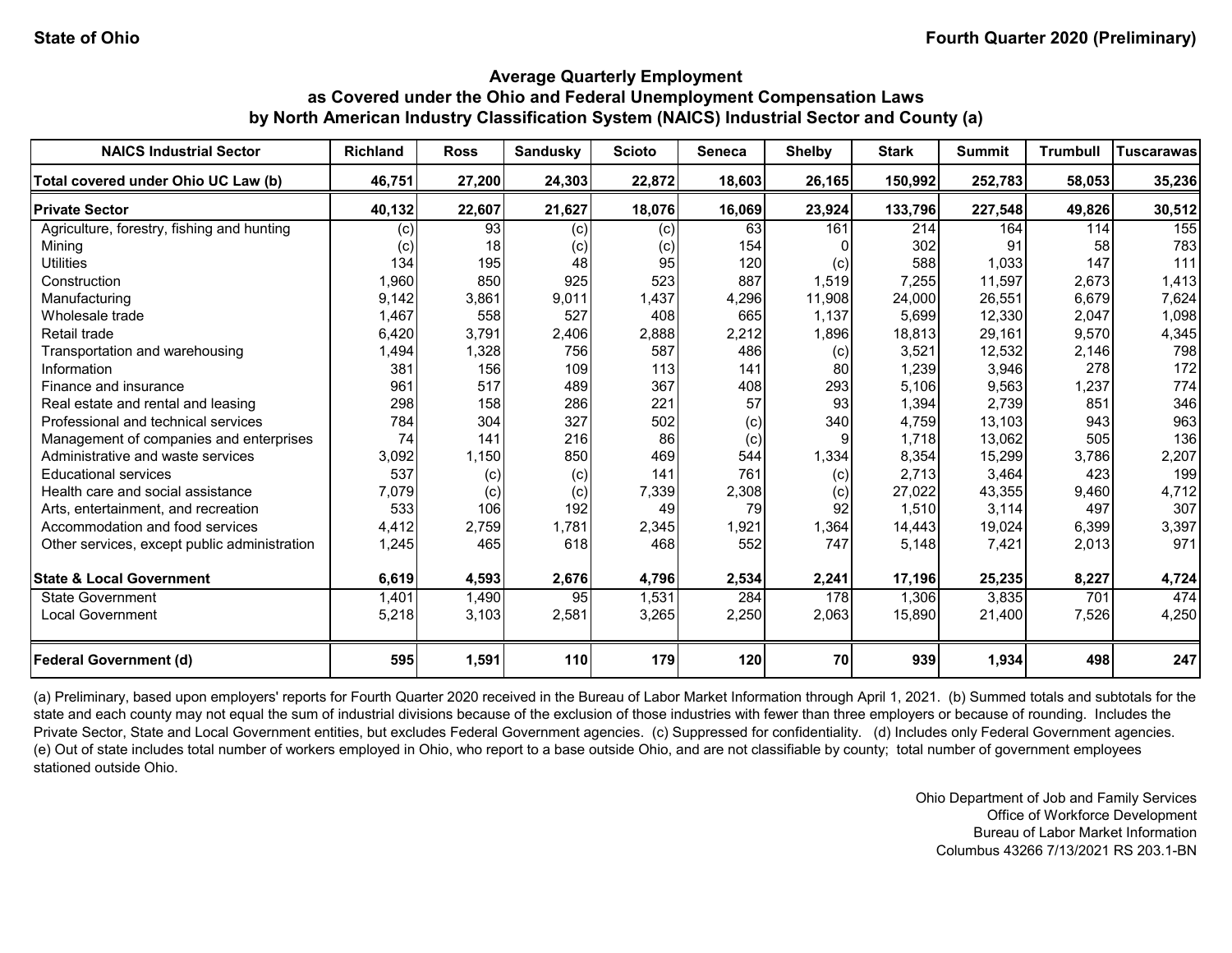State of Ohio

Fourth Quarter 2020 (Preliminary)

**Average Quarterly Employment
as Covered under the Ohio and Federal Unemployment Compensation Laws
by North American Industry Classification System (NAICS) Industrial Sector and County (a)**

| NAICS Industrial Sector | Richland | Ross | Sandusky | Scioto | Seneca | Shelby | Stark | Summit | Trumbull | Tuscarawas |
|---|---|---|---|---|---|---|---|---|---|---|
| **Total covered under Ohio UC Law (b)** | **46,751** | **27,200** | **24,303** | **22,872** | **18,603** | **26,165** | **150,992** | **252,783** | **58,053** | **35,236** |
| **Private Sector** | **40,132** | **22,607** | **21,627** | **18,076** | **16,069** | **23,924** | **133,796** | **227,548** | **49,826** | **30,512** |
| Agriculture, forestry, fishing and hunting | (c) | 93 | (c) | (c) | 63 | 161 | 214 | 164 | 114 | 155 |
| Mining | (c) | 18 | (c) | (c) | 154 | 0 | 302 | 91 | 58 | 783 |
| Utilities | 134 | 195 | 48 | 95 | 120 | (c) | 588 | 1,033 | 147 | 111 |
| Construction | 1,960 | 850 | 925 | 523 | 887 | 1,519 | 7,255 | 11,597 | 2,673 | 1,413 |
| Manufacturing | 9,142 | 3,861 | 9,011 | 1,437 | 4,296 | 11,908 | 24,000 | 26,551 | 6,679 | 7,624 |
| Wholesale trade | 1,467 | 558 | 527 | 408 | 665 | 1,137 | 5,699 | 12,330 | 2,047 | 1,098 |
| Retail trade | 6,420 | 3,791 | 2,406 | 2,888 | 2,212 | 1,896 | 18,813 | 29,161 | 9,570 | 4,345 |
| Transportation and warehousing | 1,494 | 1,328 | 756 | 587 | 486 | (c) | 3,521 | 12,532 | 2,146 | 798 |
| Information | 381 | 156 | 109 | 113 | 141 | 80 | 1,239 | 3,946 | 278 | 172 |
| Finance and insurance | 961 | 517 | 489 | 367 | 408 | 293 | 5,106 | 9,563 | 1,237 | 774 |
| Real estate and rental and leasing | 298 | 158 | 286 | 221 | 57 | 93 | 1,394 | 2,739 | 851 | 346 |
| Professional and technical services | 784 | 304 | 327 | 502 | (c) | 340 | 4,759 | 13,103 | 943 | 963 |
| Management of companies and enterprises | 74 | 141 | 216 | 86 | (c) | 9 | 1,718 | 13,062 | 505 | 136 |
| Administrative and waste services | 3,092 | 1,150 | 850 | 469 | 544 | 1,334 | 8,354 | 15,299 | 3,786 | 2,207 |
| Educational services | 537 | (c) | (c) | 141 | 761 | (c) | 2,713 | 3,464 | 423 | 199 |
| Health care and social assistance | 7,079 | (c) | (c) | 7,339 | 2,308 | (c) | 27,022 | 43,355 | 9,460 | 4,712 |
| Arts, entertainment, and recreation | 533 | 106 | 192 | 49 | 79 | 92 | 1,510 | 3,114 | 497 | 307 |
| Accommodation and food services | 4,412 | 2,759 | 1,781 | 2,345 | 1,921 | 1,364 | 14,443 | 19,024 | 6,399 | 3,397 |
| Other services, except public administration | 1,245 | 465 | 618 | 468 | 552 | 747 | 5,148 | 7,421 | 2,013 | 971 |
| **State & Local Government** | **6,619** | **4,593** | **2,676** | **4,796** | **2,534** | **2,241** | **17,196** | **25,235** | **8,227** | **4,724** |
| State Government | 1,401 | 1,490 | 95 | 1,531 | 284 | 178 | 1,306 | 3,835 | 701 | 474 |
| Local Government | 5,218 | 3,103 | 2,581 | 3,265 | 2,250 | 2,063 | 15,890 | 21,400 | 7,526 | 4,250 |
| **Federal Government (d)** | **595** | **1,591** | **110** | **179** | **120** | **70** | **939** | **1,934** | **498** | **247** |

(a) Preliminary, based upon employers' reports for Fourth Quarter 2020 received in the Bureau of Labor Market Information through April 1, 2021. (b) Summed totals and subtotals for the state and each county may not equal the sum of industrial divisions because of the exclusion of those industries with fewer than three employers or because of rounding. Includes the Private Sector, State and Local Government entities, but excludes Federal Government agencies. (c) Suppressed for confidentiality. (d) Includes only Federal Government agencies. (e) Out of state includes total number of workers employed in Ohio, who report to a base outside Ohio, and are not classifiable by county; total number of government employees stationed outside Ohio.

Ohio Department of Job and Family Services
Office of Workforce Development
Bureau of Labor Market Information
Columbus 43266 7/13/2021 RS 203.1-BN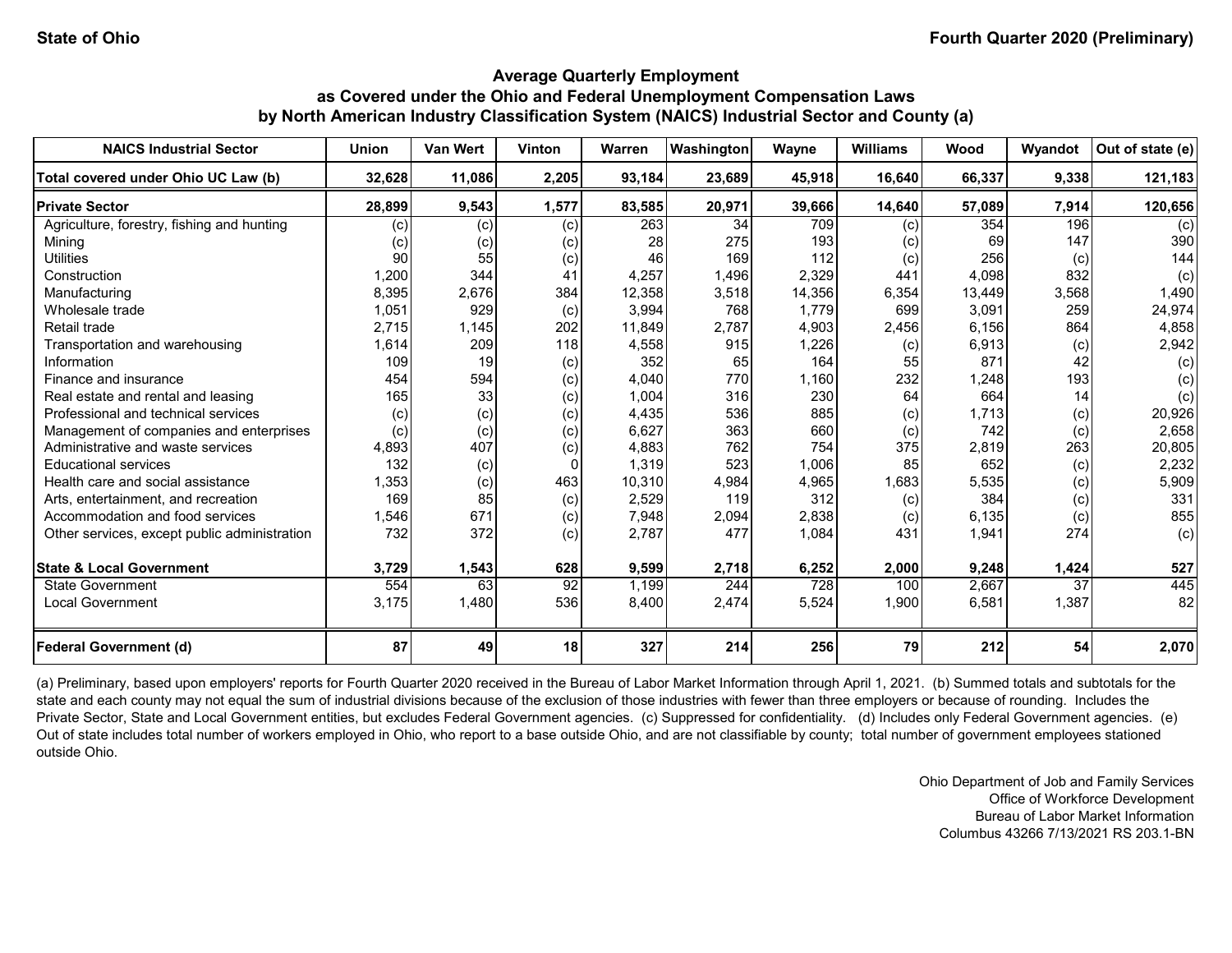State of Ohio

Fourth Quarter 2020 (Preliminary)

## Average Quarterly Employment as Covered under the Ohio and Federal Unemployment Compensation Laws by North American Industry Classification System (NAICS) Industrial Sector and County (a)

| NAICS Industrial Sector | Union | Van Wert | Vinton | Warren | Washington | Wayne | Williams | Wood | Wyandot | Out of state (e) |
|---|---|---|---|---|---|---|---|---|---|---|
| **Total covered under Ohio UC Law (b)** | **32,628** | **11,086** | **2,205** | **93,184** | **23,689** | **45,918** | **16,640** | **66,337** | **9,338** | **121,183** |
| **Private Sector** | **28,899** | **9,543** | **1,577** | **83,585** | **20,971** | **39,666** | **14,640** | **57,089** | **7,914** | **120,656** |
| Agriculture, forestry, fishing and hunting | (c) | (c) | (c) | 263 | 34 | 709 | (c) | 354 | 196 | (c) |
| Mining | (c) | (c) | (c) | 28 | 275 | 193 | (c) | 69 | 147 | 390 |
| Utilities | 90 | 55 | (c) | 46 | 169 | 112 | (c) | 256 | (c) | 144 |
| Construction | 1,200 | 344 | 41 | 4,257 | 1,496 | 2,329 | 441 | 4,098 | 832 | (c) |
| Manufacturing | 8,395 | 2,676 | 384 | 12,358 | 3,518 | 14,356 | 6,354 | 13,449 | 3,568 | 1,490 |
| Wholesale trade | 1,051 | 929 | (c) | 3,994 | 768 | 1,779 | 699 | 3,091 | 259 | 24,974 |
| Retail trade | 2,715 | 1,145 | 202 | 11,849 | 2,787 | 4,903 | 2,456 | 6,156 | 864 | 4,858 |
| Transportation and warehousing | 1,614 | 209 | 118 | 4,558 | 915 | 1,226 | (c) | 6,913 | (c) | 2,942 |
| Information | 109 | 19 | (c) | 352 | 65 | 164 | 55 | 871 | 42 | (c) |
| Finance and insurance | 454 | 594 | (c) | 4,040 | 770 | 1,160 | 232 | 1,248 | 193 | (c) |
| Real estate and rental and leasing | 165 | 33 | (c) | 1,004 | 316 | 230 | 64 | 664 | 14 | (c) |
| Professional and technical services | (c) | (c) | (c) | 4,435 | 536 | 885 | (c) | 1,713 | (c) | 20,926 |
| Management of companies and enterprises | (c) | (c) | (c) | 6,627 | 363 | 660 | (c) | 742 | (c) | 2,658 |
| Administrative and waste services | 4,893 | 407 | (c) | 4,883 | 762 | 754 | 375 | 2,819 | 263 | 20,805 |
| Educational services | 132 | (c) | 0 | 1,319 | 523 | 1,006 | 85 | 652 | (c) | 2,232 |
| Health care and social assistance | 1,353 | (c) | 463 | 10,310 | 4,984 | 4,965 | 1,683 | 5,535 | (c) | 5,909 |
| Arts, entertainment, and recreation | 169 | 85 | (c) | 2,529 | 119 | 312 | (c) | 384 | (c) | 331 |
| Accommodation and food services | 1,546 | 671 | (c) | 7,948 | 2,094 | 2,838 | (c) | 6,135 | (c) | 855 |
| Other services, except public administration | 732 | 372 | (c) | 2,787 | 477 | 1,084 | 431 | 1,941 | 274 | (c) |
| **State & Local Government** | **3,729** | **1,543** | **628** | **9,599** | **2,718** | **6,252** | **2,000** | **9,248** | **1,424** | **527** |
| State Government | 554 | 63 | 92 | 1,199 | 244 | 728 | 100 | 2,667 | 37 | 445 |
| Local Government | 3,175 | 1,480 | 536 | 8,400 | 2,474 | 5,524 | 1,900 | 6,581 | 1,387 | 82 |
| **Federal Government (d)** | **87** | **49** | **18** | **327** | **214** | **256** | **79** | **212** | **54** | **2,070** |

(a) Preliminary, based upon employers' reports for Fourth Quarter 2020 received in the Bureau of Labor Market Information through April 1, 2021. (b) Summed totals and subtotals for the state and each county may not equal the sum of industrial divisions because of the exclusion of those industries with fewer than three employers or because of rounding. Includes the Private Sector, State and Local Government entities, but excludes Federal Government agencies. (c) Suppressed for confidentiality. (d) Includes only Federal Government agencies. (e) Out of state includes total number of workers employed in Ohio, who report to a base outside Ohio, and are not classifiable by county; total number of government employees stationed outside Ohio.

Ohio Department of Job and Family Services
Office of Workforce Development
Bureau of Labor Market Information
Columbus 43266 7/13/2021 RS 203.1-BN